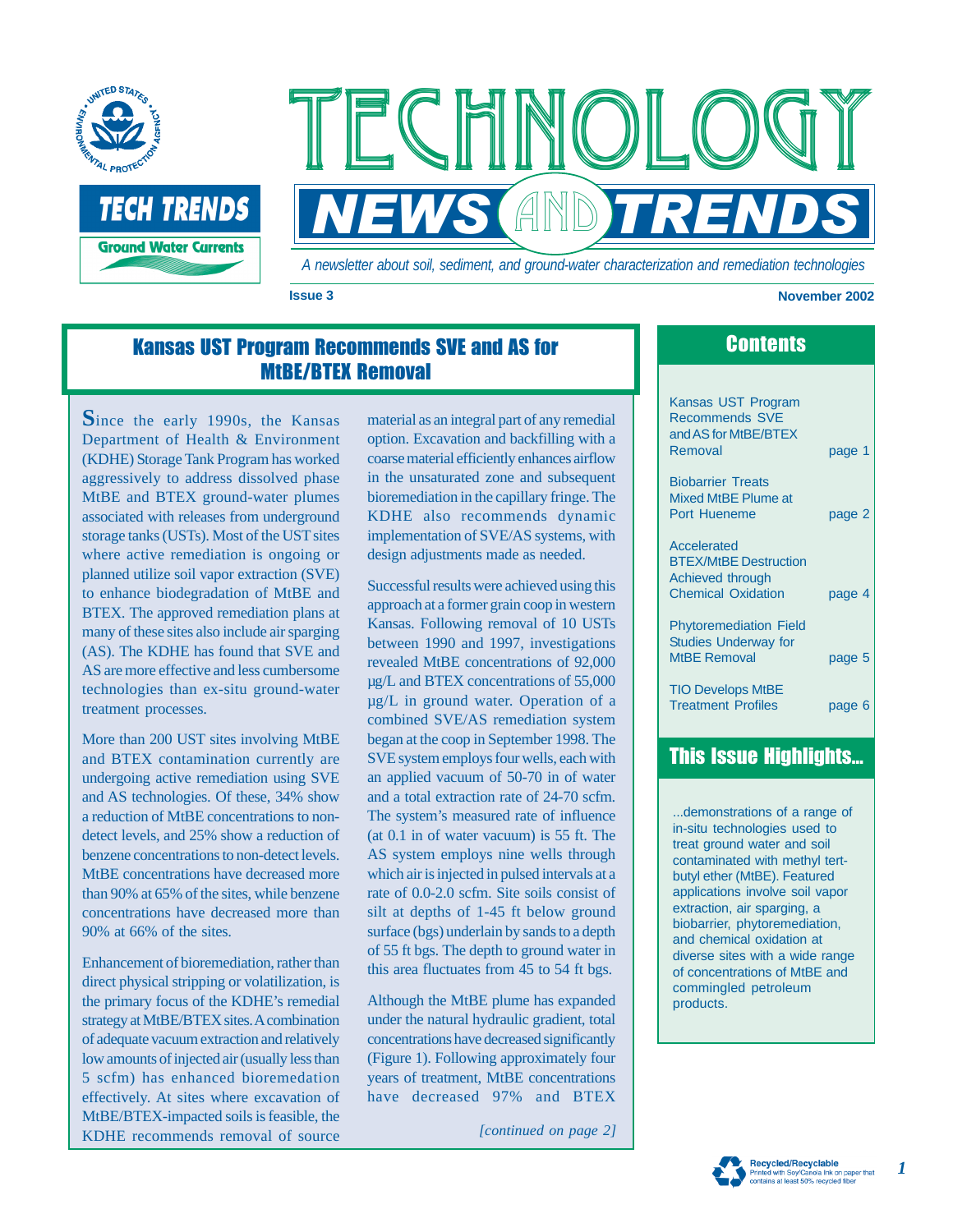# TECHNOLOGY NEWS AND TRENDS

**TECH TRENDS**

**Ground Water Currents**

*A newsletter about soil, sediment, and ground-water characterization and remediation technologies*

**Issue 3** **November 2002**

## Kansas UST Program Recommends SVE and AS for MtBE/BTEX Removal

Since the early 1990s, the Kansas Department of Health & Environment (KDHE) Storage Tank Program has worked aggressively to address dissolved phase MtBE and BTEX ground-water plumes associated with releases from underground storage tanks (USTs). Most of the UST sites where active remediation is ongoing or planned utilize soil vapor extraction (SVE) to enhance biodegradation of MtBE and BTEX. The approved remediation plans at many of these sites also include air sparging (AS). The KDHE has found that SVE and AS are more effective and less cumbersome technologies than ex-situ ground-water treatment processes.

More than 200 UST sites involving MtBE and BTEX contamination currently are undergoing active remediation using SVE and AS technologies. Of these, 34% show a reduction of MtBE concentrations to non-detect levels, and 25% show a reduction of benzene concentrations to non-detect levels. MtBE concentrations have decreased more than 90% at 65% of the sites, while benzene concentrations have decreased more than 90% at 66% of the sites.

Enhancement of bioremediation, rather than direct physical stripping or volatilization, is the primary focus of the KDHE's remedial strategy at MtBE/BTEX sites. A combination of adequate vacuum extraction and relatively low amounts of injected air (usually less than 5 scfm) has enhanced bioremedation effectively. At sites where excavation of MtBE/BTEX-impacted soils is feasible, the KDHE recommends removal of source material as an integral part of any remedial option. Excavation and backfilling with a coarse material efficiently enhances airflow in the unsaturated zone and subsequent bioremediation in the capillary fringe. The KDHE also recommends dynamic implementation of SVE/AS systems, with design adjustments made as needed.

Successful results were achieved using this approach at a former grain coop in western Kansas. Following removal of 10 USTs between 1990 and 1997, investigations revealed MtBE concentrations of 92,000 µg/L and BTEX concentrations of 55,000 µg/L in ground water. Operation of a combined SVE/AS remediation system began at the coop in September 1998. The SVE system employs four wells, each with an applied vacuum of 50-70 in of water and a total extraction rate of 24-70 scfm. The system's measured rate of influence (at 0.1 in of water vacuum) is 55 ft. The AS system employs nine wells through which air is injected in pulsed intervals at a rate of 0.0-2.0 scfm. Site soils consist of silt at depths of 1-45 ft below ground surface (bgs) underlain by sands to a depth of 55 ft bgs. The depth to ground water in this area fluctuates from 45 to 54 ft bgs.

Although the MtBE plume has expanded under the natural hydraulic gradient, total concentrations have decreased significantly (Figure 1). Following approximately four years of treatment, MtBE concentrations have decreased 97% and BTEX

*[continued on page 2]*

## Contents

| | |
|---|---|
| Kansas UST Program Recommends SVE and AS for MtBE/BTEX Removal | page 1 |
| Biobarrier Treats Mixed MtBE Plume at Port Hueneme | page 2 |
| Accelerated BTEX/MtBE Destruction Achieved through Chemical Oxidation | page 4 |
| Phytoremediation Field Studies Underway for MtBE Removal | page 5 |
| TIO Develops MtBE Treatment Profiles | page 6 |

## This Issue Highlights...

...demonstrations of a range of in-situ technologies used to treat ground water and soil contaminated with methyl tert-butyl ether (MtBE). Featured applications involve soil vapor extraction, air sparging, a biobarrier, phytoremediation, and chemical oxidation at diverse sites with a wide range of concentrations of MtBE and commingled petroleum products.

Recycled/Recyclable
Printed with Soy/Canola Ink on paper that contains at least 50% recycled fiber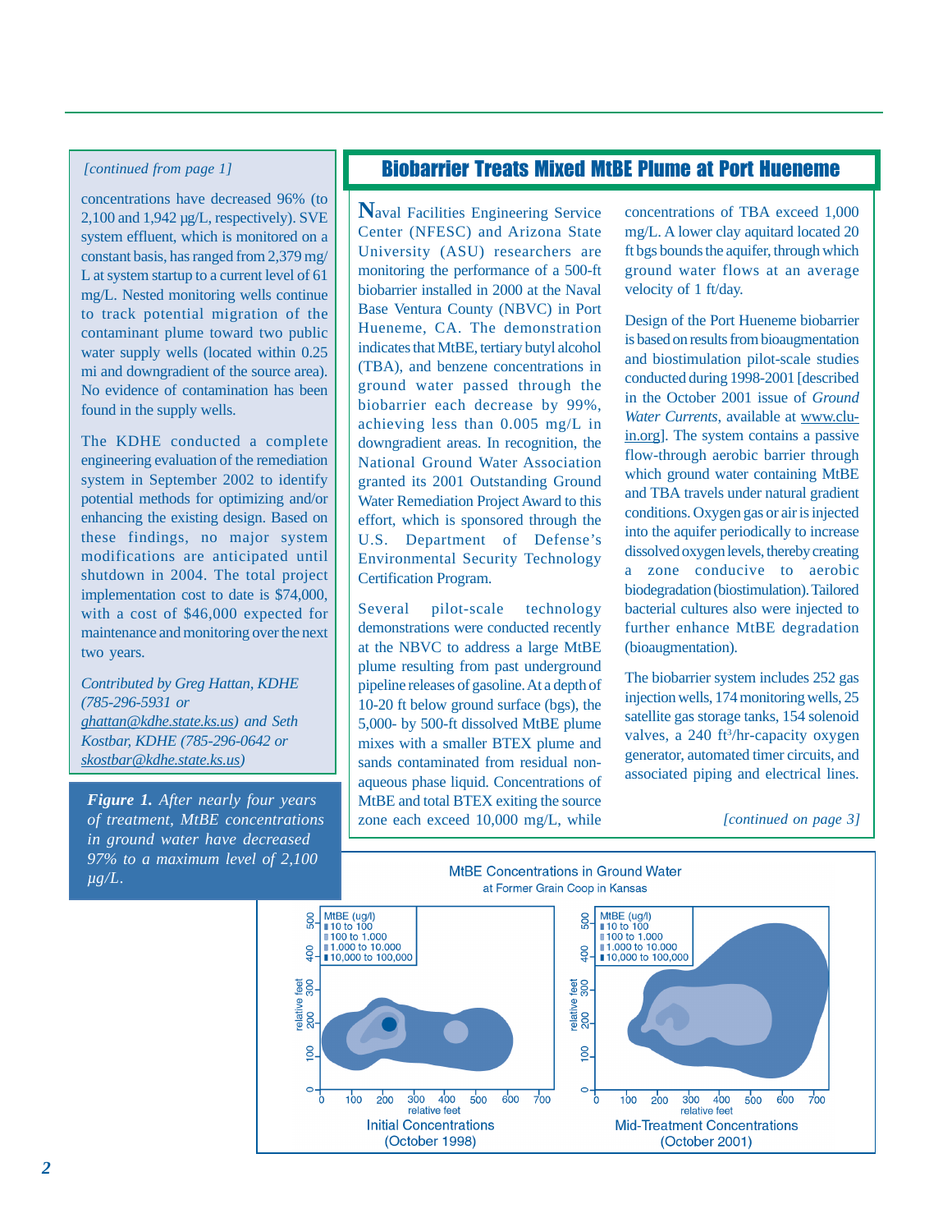*[continued from page 1]*

concentrations have decreased 96% (to 2,100 and 1,942 µg/L, respectively). SVE system effluent, which is monitored on a constant basis, has ranged from 2,379 mg/L at system startup to a current level of 61 mg/L. Nested monitoring wells continue to track potential migration of the contaminant plume toward two public water supply wells (located within 0.25 mi and downgradient of the source area). No evidence of contamination has been found in the supply wells.

The KDHE conducted a complete engineering evaluation of the remediation system in September 2002 to identify potential methods for optimizing and/or enhancing the existing design. Based on these findings, no major system modifications are anticipated until shutdown in 2004. The total project implementation cost to date is $74,000, with a cost of $46,000 expected for maintenance and monitoring over the next two years.

*Contributed by Greg Hattan, KDHE (785-296-5931 or ghattan@kdhe.state.ks.us) and Seth Kostbar, KDHE (785-296-0642 or skostbar@kdhe.state.ks.us)*

**Figure 1.** *After nearly four years of treatment, MtBE concentrations in ground water have decreased 97% to a maximum level of 2,100 µg/L.*

MtBE Concentrations in Ground Water
at Former Grain Coop in Kansas

MtBE (ug/l): 10 to 100; 100 to 1,000; 1,000 to 10,000; 10,000 to 100,000

Initial Concentrations (October 1998) — Mid-Treatment Concentrations (October 2001)

## Biobarrier Treats Mixed MtBE Plume at Port Hueneme

Naval Facilities Engineering Service Center (NFESC) and Arizona State University (ASU) researchers are monitoring the performance of a 500-ft biobarrier installed in 2000 at the Naval Base Ventura County (NBVC) in Port Hueneme, CA. The demonstration indicates that MtBE, tertiary butyl alcohol (TBA), and benzene concentrations in ground water passed through the biobarrier each decrease by 99%, achieving less than 0.005 mg/L in downgradient areas. In recognition, the National Ground Water Association granted its 2001 Outstanding Ground Water Remediation Project Award to this effort, which is sponsored through the U.S. Department of Defense's Environmental Security Technology Certification Program.

Several pilot-scale technology demonstrations were conducted recently at the NBVC to address a large MtBE plume resulting from past underground pipeline releases of gasoline. At a depth of 10-20 ft below ground surface (bgs), the 5,000- by 500-ft dissolved MtBE plume mixes with a smaller BTEX plume and sands contaminated from residual non-aqueous phase liquid. Concentrations of MtBE and total BTEX exiting the source zone each exceed 10,000 mg/L, while concentrations of TBA exceed 1,000 mg/L. A lower clay aquitard located 20 ft bgs bounds the aquifer, through which ground water flows at an average velocity of 1 ft/day.

Design of the Port Hueneme biobarrier is based on results from bioaugmentation and biostimulation pilot-scale studies conducted during 1998-2001 [described in the October 2001 issue of *Ground Water Currents*, available at www.clu-in.org]. The system contains a passive flow-through aerobic barrier through which ground water containing MtBE and TBA travels under natural gradient conditions. Oxygen gas or air is injected into the aquifer periodically to increase dissolved oxygen levels, thereby creating a zone conducive to aerobic biodegradation (biostimulation). Tailored bacterial cultures also were injected to further enhance MtBE degradation (bioaugmentation).

The biobarrier system includes 252 gas injection wells, 174 monitoring wells, 25 satellite gas storage tanks, 154 solenoid valves, a 240 ft$^3$/hr-capacity oxygen generator, automated timer circuits, and associated piping and electrical lines.

*[continued on page 3]*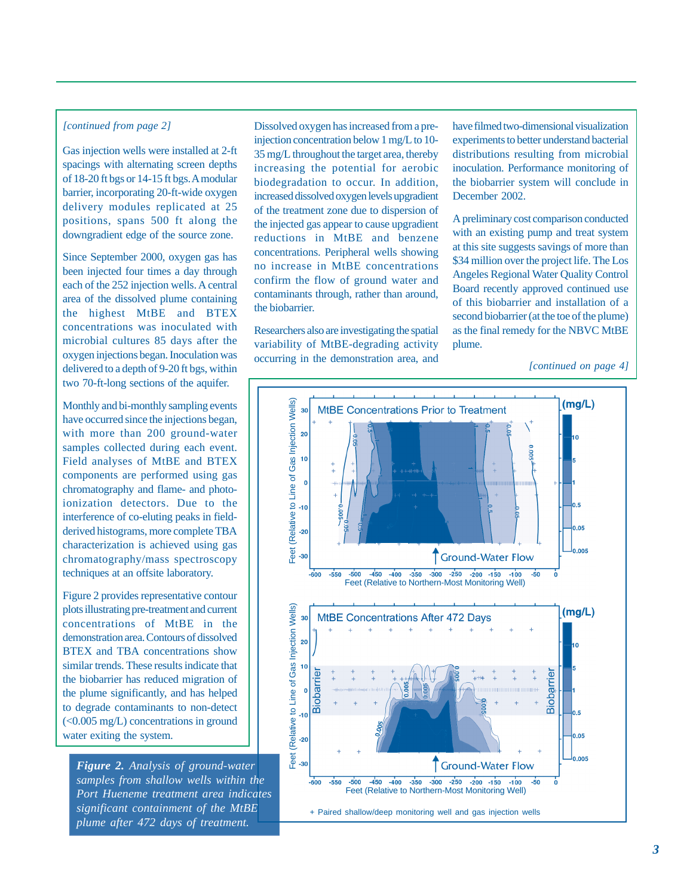*[continued from page 2]*

Gas injection wells were installed at 2-ft spacings with alternating screen depths of 18-20 ft bgs or 14-15 ft bgs. A modular barrier, incorporating 20-ft-wide oxygen delivery modules replicated at 25 positions, spans 500 ft along the downgradient edge of the source zone.

Since September 2000, oxygen gas has been injected four times a day through each of the 252 injection wells. A central area of the dissolved plume containing the highest MtBE and BTEX concentrations was inoculated with microbial cultures 85 days after the oxygen injections began. Inoculation was delivered to a depth of 9-20 ft bgs, within two 70-ft-long sections of the aquifer.

Monthly and bi-monthly sampling events have occurred since the injections began, with more than 200 ground-water samples collected during each event. Field analyses of MtBE and BTEX components are performed using gas chromatography and flame- and photo-ionization detectors. Due to the interference of co-eluting peaks in field-derived histograms, more complete TBA characterization is achieved using gas chromatography/mass spectroscopy techniques at an offsite laboratory.

Figure 2 provides representative contour plots illustrating pre-treatment and current concentrations of MtBE in the demonstration area. Contours of dissolved BTEX and TBA concentrations show similar trends. These results indicate that the biobarrier has reduced migration of the plume significantly, and has helped to degrade contaminants to non-detect (<0.005 mg/L) concentrations in ground water exiting the system.

Dissolved oxygen has increased from a pre-injection concentration below 1 mg/L to 10-35 mg/L throughout the target area, thereby increasing the potential for aerobic biodegradation to occur. In addition, increased dissolved oxygen levels upgradient of the treatment zone due to dispersion of the injected gas appear to cause upgradient reductions in MtBE and benzene concentrations. Peripheral wells showing no increase in MtBE concentrations confirm the flow of ground water and contaminants through, rather than around, the biobarrier.

Researchers also are investigating the spatial variability of MtBE-degrading activity occurring in the demonstration area, and have filmed two-dimensional visualization experiments to better understand bacterial distributions resulting from microbial inoculation. Performance monitoring of the biobarrier system will conclude in December 2002.

A preliminary cost comparison conducted with an existing pump and treat system at this site suggests savings of more than $34 million over the project life. The Los Angeles Regional Water Quality Control Board recently approved continued use of this biobarrier and installation of a second biobarrier (at the toe of the plume) as the final remedy for the NBVC MtBE plume.

*[continued on page 4]*

***Figure 2.*** *Analysis of ground-water samples from shallow wells within the Port Hueneme treatment area indicates significant containment of the MtBE plume after 472 days of treatment.*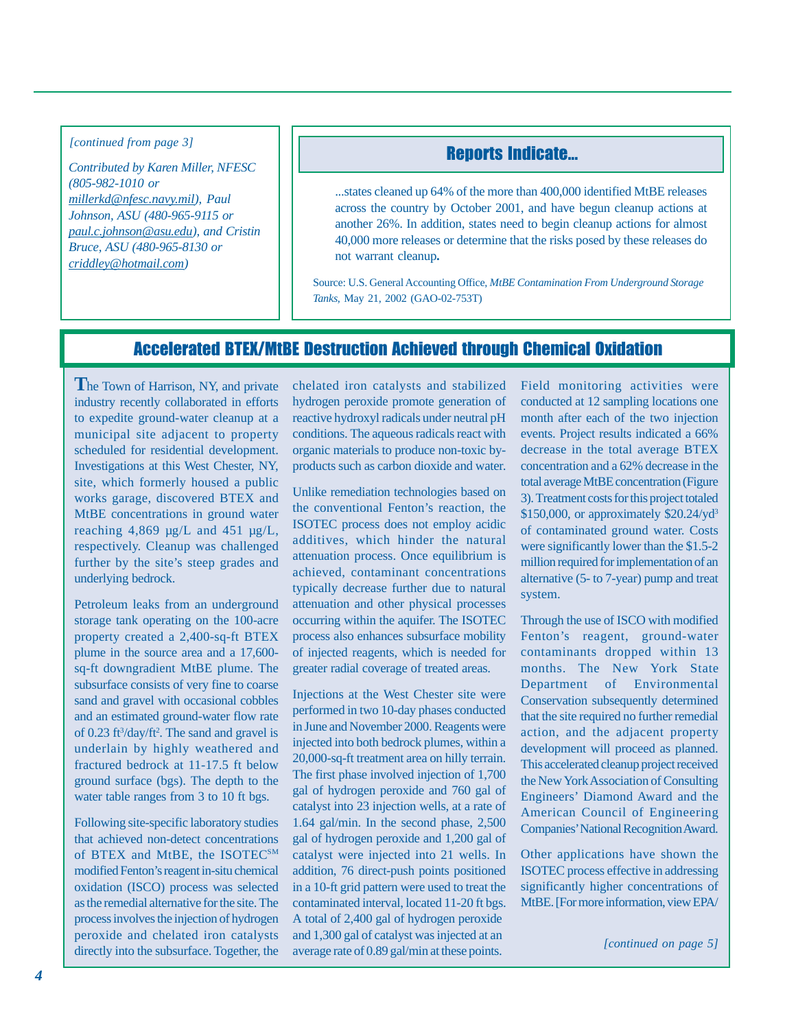*[continued from page 3]*

*Contributed by Karen Miller, NFESC (805-982-1010 or millerkd@nfesc.navy.mil), Paul Johnson, ASU (480-965-9115 or paul.c.johnson@asu.edu), and Cristin Bruce, ASU (480-965-8130 or criddley@hotmail.com)*

## Reports Indicate...

...states cleaned up 64% of the more than 400,000 identified MtBE releases across the country by October 2001, and have begun cleanup actions at another 26%. In addition, states need to begin cleanup actions for almost 40,000 more releases or determine that the risks posed by these releases do not warrant cleanup**.**

Source: U.S. General Accounting Office, *MtBE Contamination From Underground Storage Tanks*, May 21, 2002 (GAO-02-753T)

## Accelerated BTEX/MtBE Destruction Achieved through Chemical Oxidation

The Town of Harrison, NY, and private industry recently collaborated in efforts to expedite ground-water cleanup at a municipal site adjacent to property scheduled for residential development. Investigations at this West Chester, NY, site, which formerly housed a public works garage, discovered BTEX and MtBE concentrations in ground water reaching 4,869 µg/L and 451 µg/L, respectively. Cleanup was challenged further by the site's steep grades and underlying bedrock.

Petroleum leaks from an underground storage tank operating on the 100-acre property created a 2,400-sq-ft BTEX plume in the source area and a 17,600-sq-ft downgradient MtBE plume. The subsurface consists of very fine to coarse sand and gravel with occasional cobbles and an estimated ground-water flow rate of 0.23 $ft^3/day/ft^2$. The sand and gravel is underlain by highly weathered and fractured bedrock at 11-17.5 ft below ground surface (bgs). The depth to the water table ranges from 3 to 10 ft bgs.

Following site-specific laboratory studies that achieved non-detect concentrations of BTEX and MtBE, the ISOTEC[SM] modified Fenton's reagent in-situ chemical oxidation (ISCO) process was selected as the remedial alternative for the site. The process involves the injection of hydrogen peroxide and chelated iron catalysts directly into the subsurface. Together, the chelated iron catalysts and stabilized hydrogen peroxide promote generation of reactive hydroxyl radicals under neutral pH conditions. The aqueous radicals react with organic materials to produce non-toxic by-products such as carbon dioxide and water.

Unlike remediation technologies based on the conventional Fenton's reaction, the ISOTEC process does not employ acidic additives, which hinder the natural attenuation process. Once equilibrium is achieved, contaminant concentrations typically decrease further due to natural attenuation and other physical processes occurring within the aquifer. The ISOTEC process also enhances subsurface mobility of injected reagents, which is needed for greater radial coverage of treated areas.

Injections at the West Chester site were performed in two 10-day phases conducted in June and November 2000. Reagents were injected into both bedrock plumes, within a 20,000-sq-ft treatment area on hilly terrain. The first phase involved injection of 1,700 gal of hydrogen peroxide and 760 gal of catalyst into 23 injection wells, at a rate of 1.64 gal/min. In the second phase, 2,500 gal of hydrogen peroxide and 1,200 gal of catalyst were injected into 21 wells. In addition, 76 direct-push points positioned in a 10-ft grid pattern were used to treat the contaminated interval, located 11-20 ft bgs. A total of 2,400 gal of hydrogen peroxide and 1,300 gal of catalyst was injected at an average rate of 0.89 gal/min at these points.

Field monitoring activities were conducted at 12 sampling locations one month after each of the two injection events. Project results indicated a 66% decrease in the total average BTEX concentration and a 62% decrease in the total average MtBE concentration (Figure 3). Treatment costs for this project totaled \$150,000, or approximately \$20.24/$yd^3$ of contaminated ground water. Costs were significantly lower than the \$1.5-2 million required for implementation of an alternative (5- to 7-year) pump and treat system.

Through the use of ISCO with modified Fenton's reagent, ground-water contaminants dropped within 13 months. The New York State Department of Environmental Conservation subsequently determined that the site required no further remedial action, and the adjacent property development will proceed as planned. This accelerated cleanup project received the New York Association of Consulting Engineers' Diamond Award and the American Council of Engineering Companies' National Recognition Award.

Other applications have shown the ISOTEC process effective in addressing significantly higher concentrations of MtBE. [For more information, view EPA/

*[continued on page 5]*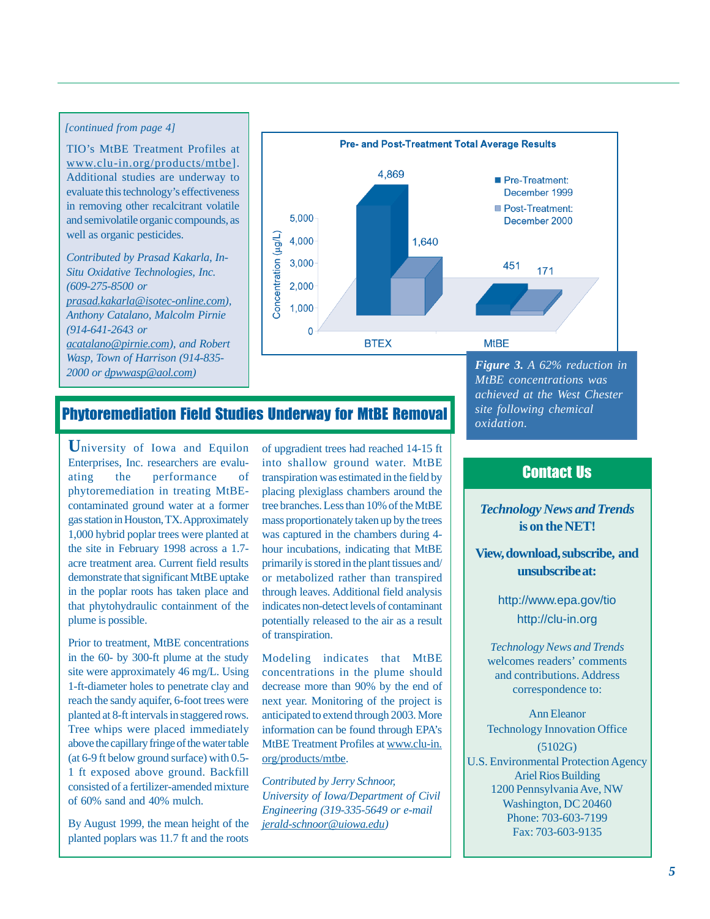*[continued from page 4]*

TIO's MtBE Treatment Profiles at www.clu-in.org/products/mtbe]. Additional studies are underway to evaluate this technology's effectiveness in removing other recalcitrant volatile and semivolatile organic compounds, as well as organic pesticides.

*Contributed by Prasad Kakarla, In-Situ Oxidative Technologies, Inc. (609-275-8500 or prasad.kakarla@isotec-online.com), Anthony Catalano, Malcolm Pirnie (914-641-2643 or acatalano@pirnie.com), and Robert Wasp, Town of Harrison (914-835-2000 or dpwwasp@aol.com)*

**Pre- and Post-Treatment Total Average Results**

| | Pre-Treatment: December 1999 | Post-Treatment: December 2000 |
|---|---|---|
| BTEX | 4,869 | 1,640 |
| MtBE | 451 | 171 |

Concentration (µg/L)

***Figure 3.*** *A 62% reduction in MtBE concentrations was achieved at the West Chester site following chemical oxidation.*

## Phytoremediation Field Studies Underway for MtBE Removal

University of Iowa and Equilon Enterprises, Inc. researchers are evaluating the performance of phytoremediation in treating MtBE-contaminated ground water at a former gas station in Houston, TX. Approximately 1,000 hybrid poplar trees were planted at the site in February 1998 across a 1.7-acre treatment area. Current field results demonstrate that significant MtBE uptake in the poplar roots has taken place and that phytohydraulic containment of the plume is possible.

Prior to treatment, MtBE concentrations in the 60- by 300-ft plume at the study site were approximately 46 mg/L. Using 1-ft-diameter holes to penetrate clay and reach the sandy aquifer, 6-foot trees were planted at 8-ft intervals in staggered rows. Tree whips were placed immediately above the capillary fringe of the water table (at 6-9 ft below ground surface) with 0.5-1 ft exposed above ground. Backfill consisted of a fertilizer-amended mixture of 60% sand and 40% mulch.

By August 1999, the mean height of the planted poplars was 11.7 ft and the roots of upgradient trees had reached 14-15 ft into shallow ground water. MtBE transpiration was estimated in the field by placing plexiglass chambers around the tree branches. Less than 10% of the MtBE mass proportionately taken up by the trees was captured in the chambers during 4-hour incubations, indicating that MtBE primarily is stored in the plant tissues and/or metabolized rather than transpired through leaves. Additional field analysis indicates non-detect levels of contaminant potentially released to the air as a result of transpiration.

Modeling indicates that MtBE concentrations in the plume should decrease more than 90% by the end of next year. Monitoring of the project is anticipated to extend through 2003. More information can be found through EPA's MtBE Treatment Profiles at www.clu-in.org/products/mtbe.

*Contributed by Jerry Schnoor, University of Iowa/Department of Civil Engineering (319-335-5649 or e-mail jerald-schnoor@uiowa.edu)*

## Contact Us

***Technology News and Trends* is on the NET!**

**View, download, subscribe, and unsubscribe at:**

http://www.epa.gov/tio

http://clu-in.org

*Technology News and Trends* welcomes readers' comments and contributions. Address correspondence to:

Ann Eleanor
Technology Innovation Office
(5102G)
U.S. Environmental Protection Agency
Ariel Rios Building
1200 Pennsylvania Ave, NW
Washington, DC 20460
Phone: 703-603-7199
Fax: 703-603-9135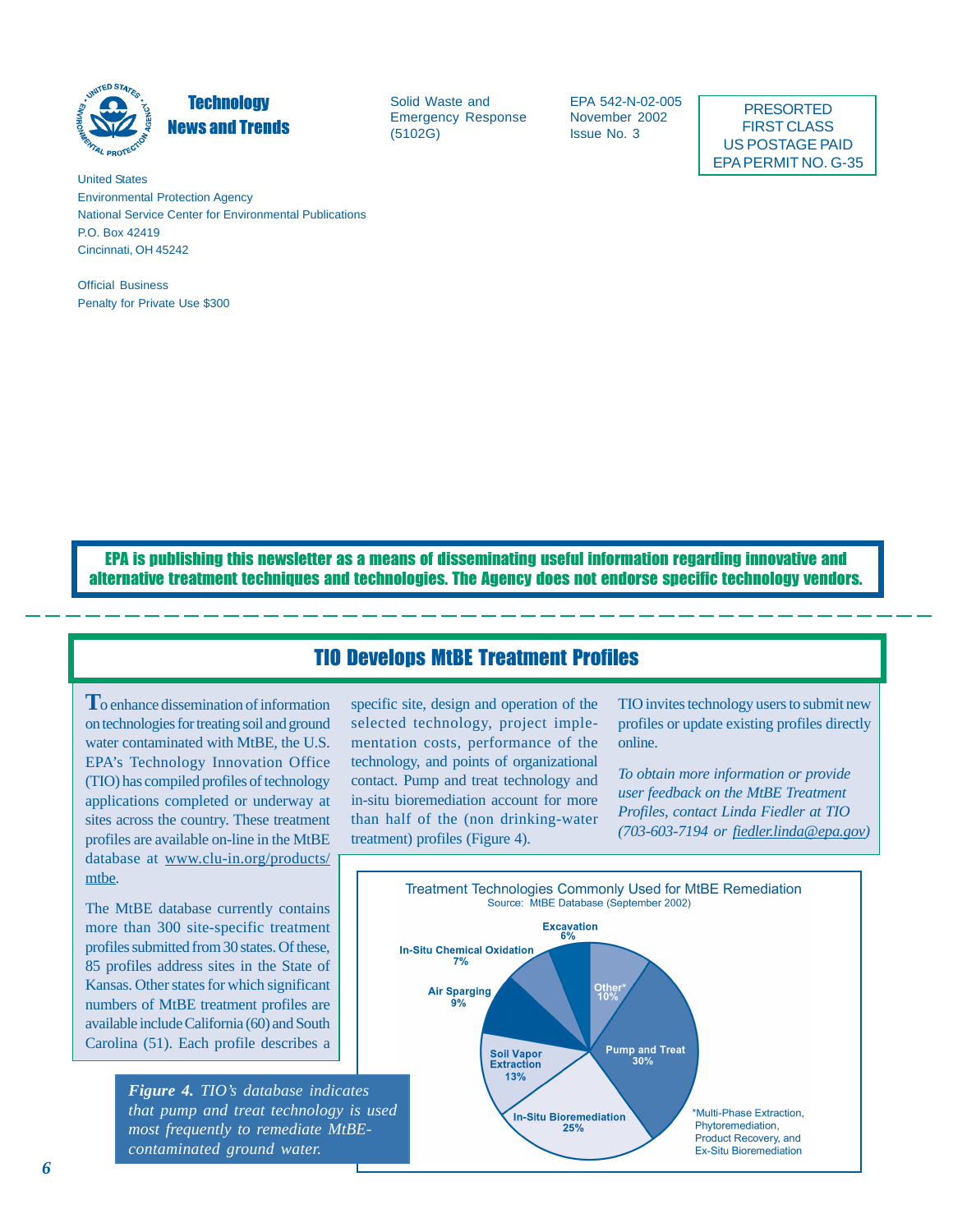Technology News and Trends

United States
Environmental Protection Agency
National Service Center for Environmental Publications
P.O. Box 42419
Cincinnati, OH 45242

Official Business
Penalty for Private Use $300

Solid Waste and
Emergency Response
(5102G)

EPA 542-N-02-005
November 2002
Issue No. 3

PRESORTED
FIRST CLASS
US POSTAGE PAID
EPA PERMIT NO. G-35

**EPA is publishing this newsletter as a means of disseminating useful information regarding innovative and alternative treatment techniques and technologies. The Agency does not endorse specific technology vendors.**

## TIO Develops MtBE Treatment Profiles

To enhance dissemination of information on technologies for treating soil and ground water contaminated with MtBE, the U.S. EPA's Technology Innovation Office (TIO) has compiled profiles of technology applications completed or underway at sites across the country. These treatment profiles are available on-line in the MtBE database at www.clu-in.org/products/mtbe.

The MtBE database currently contains more than 300 site-specific treatment profiles submitted from 30 states. Of these, 85 profiles address sites in the State of Kansas. Other states for which significant numbers of MtBE treatment profiles are available include California (60) and South Carolina (51). Each profile describes a specific site, design and operation of the selected technology, project implementation costs, performance of the technology, and points of organizational contact. Pump and treat technology and in-situ bioremediation account for more than half of the (non drinking-water treatment) profiles (Figure 4).

TIO invites technology users to submit new profiles or update existing profiles directly online.

*To obtain more information or provide user feedback on the MtBE Treatment Profiles, contact Linda Fiedler at TIO (703-603-7194 or fiedler.linda@epa.gov)*

Treatment Technologies Commonly Used for MtBE Remediation
Source: MtBE Database (September 2002)

Excavation 6%
In-Situ Chemical Oxidation 7%
Air Sparging 9%
Soil Vapor Extraction 13%
In-Situ Bioremediation 25%
Pump and Treat 30%
Other* 10%

*Multi-Phase Extraction, Phytoremediation, Product Recovery, and Ex-Situ Bioremediation

***Figure 4.** TIO's database indicates that pump and treat technology is used most frequently to remediate MtBE-contaminated ground water.*